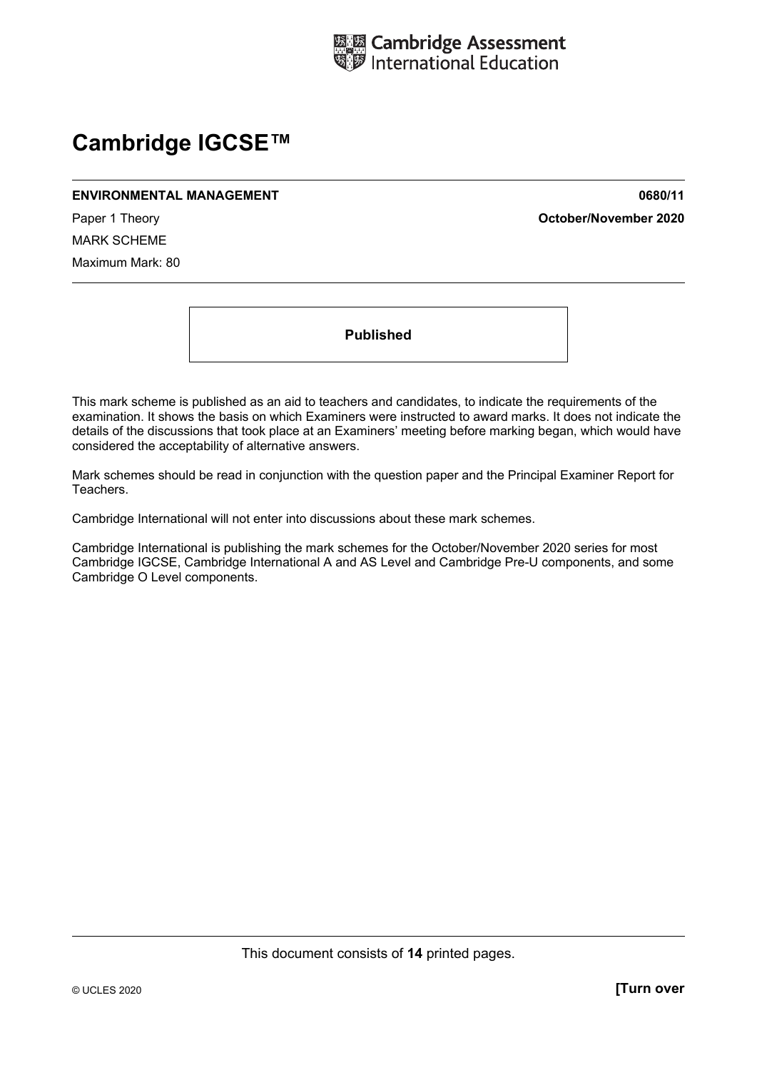Cambridge Assessment International Education

# Cambridge IGCSE™

**ENVIRONMENTAL MANAGEMENT** **0680/11**

Paper 1 Theory **October/November 2020**

MARK SCHEME

Maximum Mark: 80

**Published**

This mark scheme is published as an aid to teachers and candidates, to indicate the requirements of the examination. It shows the basis on which Examiners were instructed to award marks. It does not indicate the details of the discussions that took place at an Examiners' meeting before marking began, which would have considered the acceptability of alternative answers.

Mark schemes should be read in conjunction with the question paper and the Principal Examiner Report for Teachers.

Cambridge International will not enter into discussions about these mark schemes.

Cambridge International is publishing the mark schemes for the October/November 2020 series for most Cambridge IGCSE, Cambridge International A and AS Level and Cambridge Pre-U components, and some Cambridge O Level components.

This document consists of **14** printed pages.

© UCLES 2020 **[Turn over**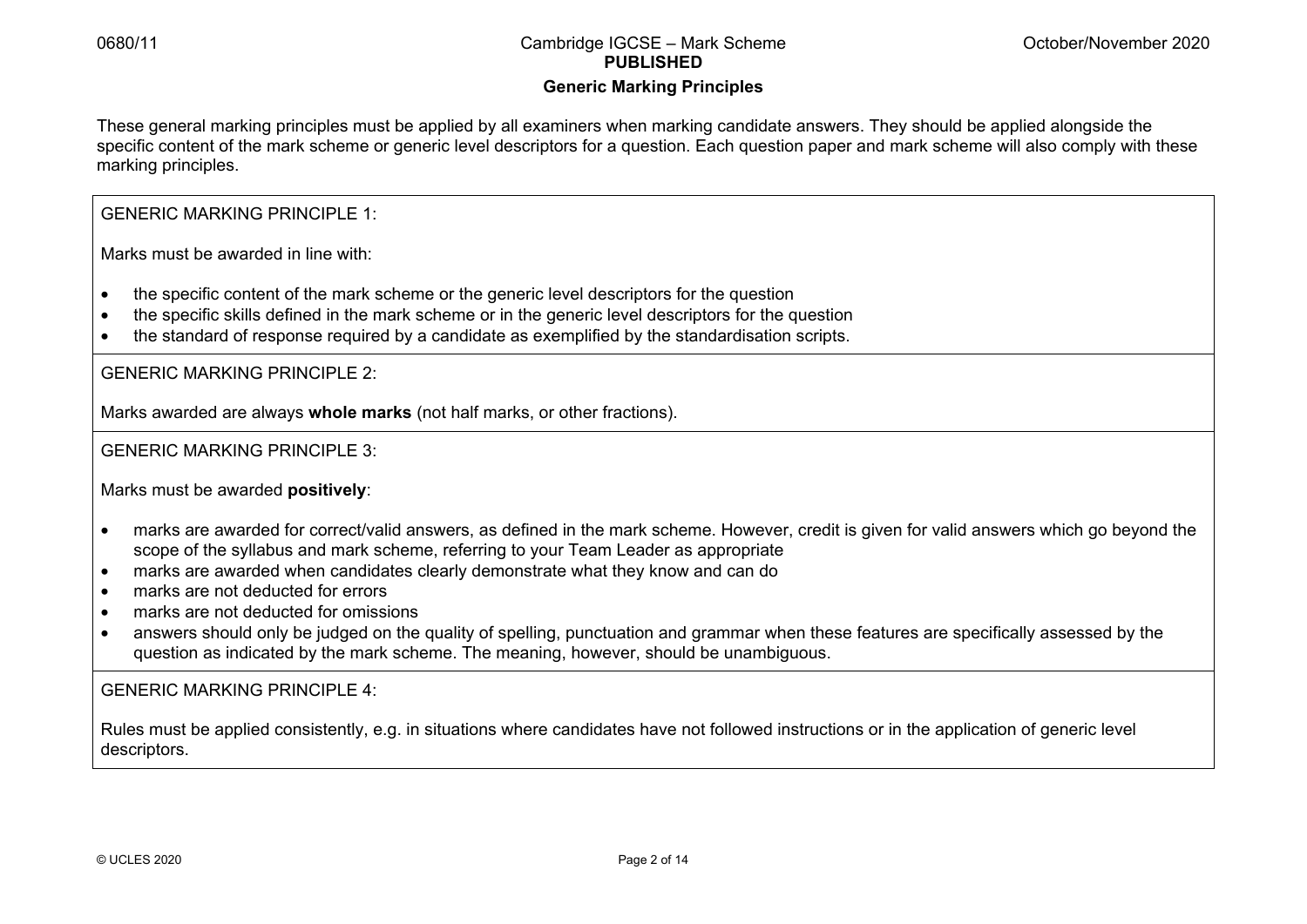## Generic Marking Principles

These general marking principles must be applied by all examiners when marking candidate answers. They should be applied alongside the specific content of the mark scheme or generic level descriptors for a question. Each question paper and mark scheme will also comply with these marking principles.

GENERIC MARKING PRINCIPLE 1:

Marks must be awarded in line with:

- the specific content of the mark scheme or the generic level descriptors for the question
- the specific skills defined in the mark scheme or in the generic level descriptors for the question
- the standard of response required by a candidate as exemplified by the standardisation scripts.

GENERIC MARKING PRINCIPLE 2:

Marks awarded are always **whole marks** (not half marks, or other fractions).

GENERIC MARKING PRINCIPLE 3:

Marks must be awarded **positively**:

- marks are awarded for correct/valid answers, as defined in the mark scheme. However, credit is given for valid answers which go beyond the scope of the syllabus and mark scheme, referring to your Team Leader as appropriate
- marks are awarded when candidates clearly demonstrate what they know and can do
- marks are not deducted for errors
- marks are not deducted for omissions
- answers should only be judged on the quality of spelling, punctuation and grammar when these features are specifically assessed by the question as indicated by the mark scheme. The meaning, however, should be unambiguous.

GENERIC MARKING PRINCIPLE 4:

Rules must be applied consistently, e.g. in situations where candidates have not followed instructions or in the application of generic level descriptors.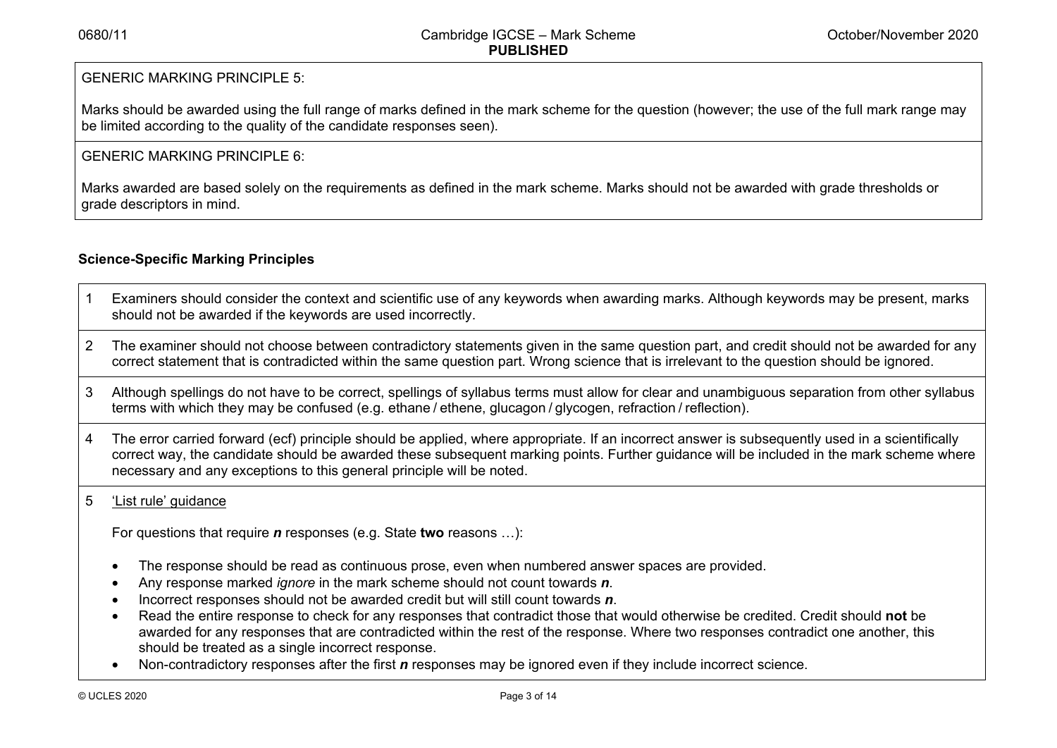GENERIC MARKING PRINCIPLE 5:

Marks should be awarded using the full range of marks defined in the mark scheme for the question (however; the use of the full mark range may be limited according to the quality of the candidate responses seen).

GENERIC MARKING PRINCIPLE 6:

Marks awarded are based solely on the requirements as defined in the mark scheme. Marks should not be awarded with grade thresholds or grade descriptors in mind.

**Science-Specific Marking Principles**

1. Examiners should consider the context and scientific use of any keywords when awarding marks. Although keywords may be present, marks should not be awarded if the keywords are used incorrectly.

2. The examiner should not choose between contradictory statements given in the same question part, and credit should not be awarded for any correct statement that is contradicted within the same question part. Wrong science that is irrelevant to the question should be ignored.

3. Although spellings do not have to be correct, spellings of syllabus terms must allow for clear and unambiguous separation from other syllabus terms with which they may be confused (e.g. ethane / ethene, glucagon / glycogen, refraction / reflection).

4. The error carried forward (ecf) principle should be applied, where appropriate. If an incorrect answer is subsequently used in a scientifically correct way, the candidate should be awarded these subsequent marking points. Further guidance will be included in the mark scheme where necessary and any exceptions to this general principle will be noted.

5. <u>'List rule' guidance</u>

   For questions that require ***n*** responses (e.g. State **two** reasons …):

   - The response should be read as continuous prose, even when numbered answer spaces are provided.
   - Any response marked *ignore* in the mark scheme should not count towards ***n***.
   - Incorrect responses should not be awarded credit but will still count towards ***n***.
   - Read the entire response to check for any responses that contradict those that would otherwise be credited. Credit should **not** be awarded for any responses that are contradicted within the rest of the response. Where two responses contradict one another, this should be treated as a single incorrect response.
   - Non-contradictory responses after the first ***n*** responses may be ignored even if they include incorrect science.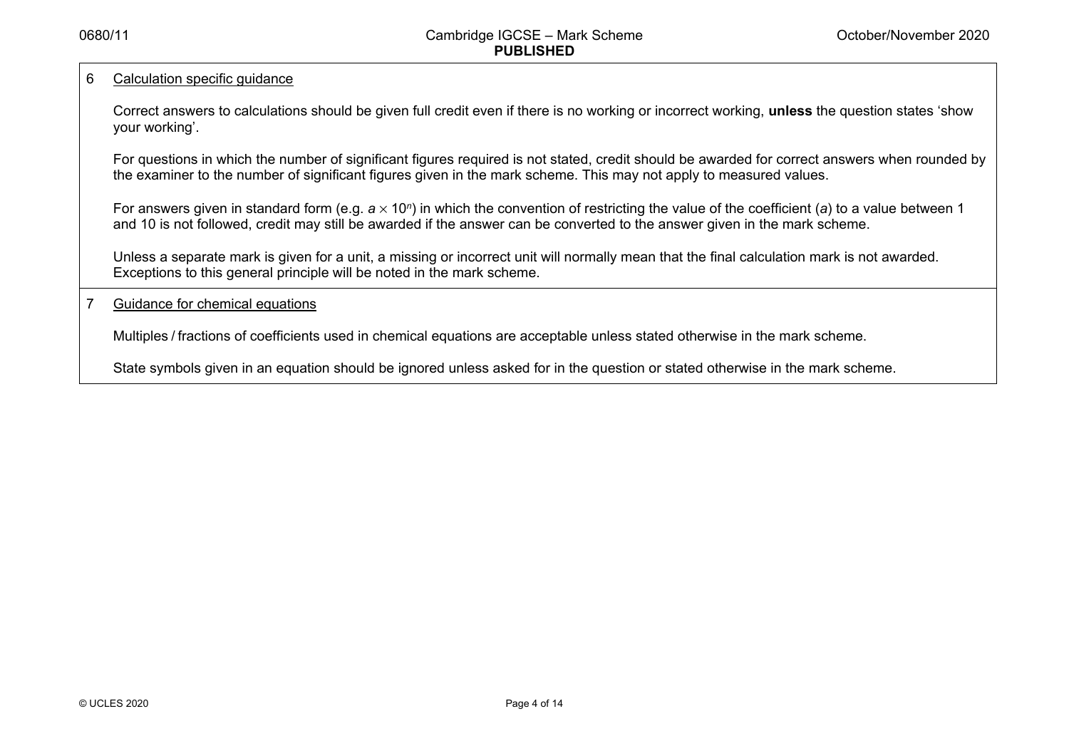6 Calculation specific guidance

Correct answers to calculations should be given full credit even if there is no working or incorrect working, **unless** the question states 'show your working'.

For questions in which the number of significant figures required is not stated, credit should be awarded for correct answers when rounded by the examiner to the number of significant figures given in the mark scheme. This may not apply to measured values.

For answers given in standard form (e.g. $a \times 10^n$) in which the convention of restricting the value of the coefficient ($a$) to a value between 1 and 10 is not followed, credit may still be awarded if the answer can be converted to the answer given in the mark scheme.

Unless a separate mark is given for a unit, a missing or incorrect unit will normally mean that the final calculation mark is not awarded. Exceptions to this general principle will be noted in the mark scheme.

7 Guidance for chemical equations

Multiples / fractions of coefficients used in chemical equations are acceptable unless stated otherwise in the mark scheme.

State symbols given in an equation should be ignored unless asked for in the question or stated otherwise in the mark scheme.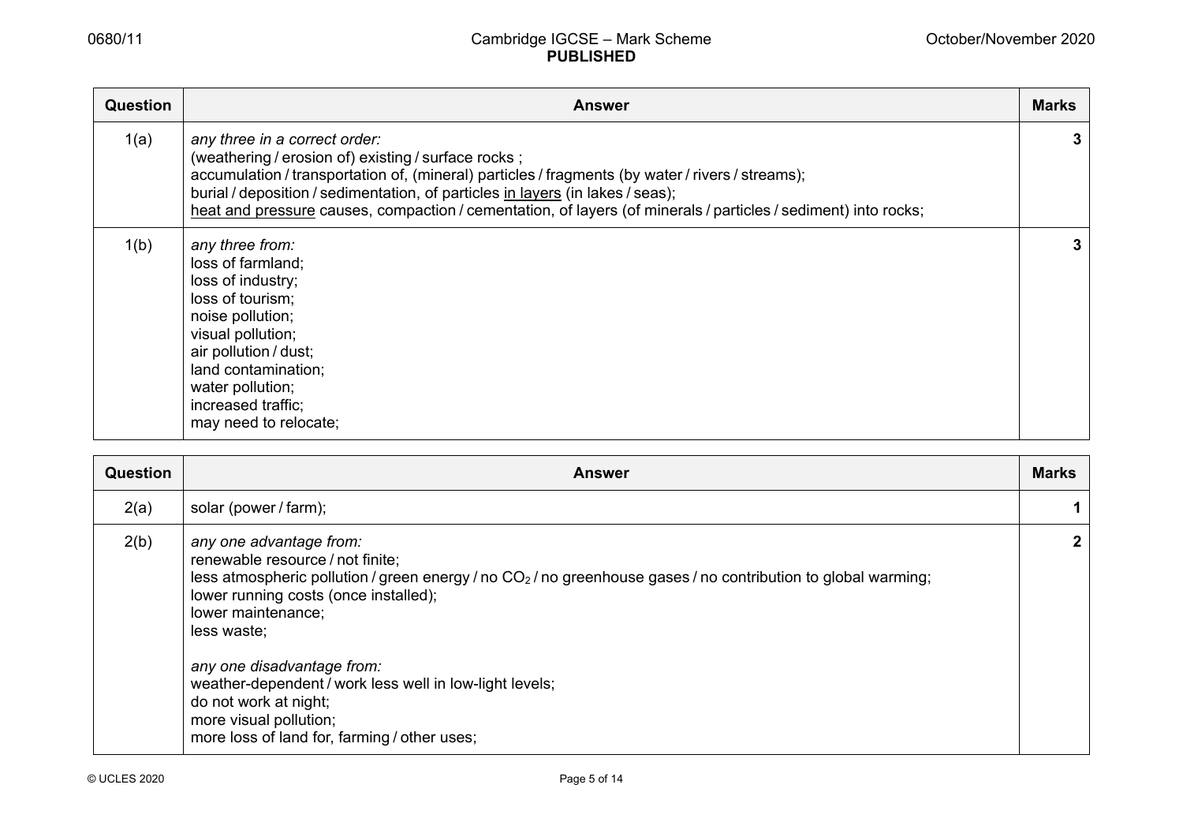| Question | Answer | Marks |
|---|---|---|
| 1(a) | *any three in a correct order:*<br>(weathering / erosion of) existing / surface rocks ;<br>accumulation / transportation of, (mineral) particles / fragments (by water / rivers / streams);<br>burial / deposition / sedimentation, of particles <u>in layers</u> (in lakes / seas);<br><u>heat and pressure</u> causes, compaction / cementation, of layers (of minerals / particles / sediment) into rocks; | 3 |
| 1(b) | *any three from:*<br>loss of farmland;<br>loss of industry;<br>loss of tourism;<br>noise pollution;<br>visual pollution;<br>air pollution / dust;<br>land contamination;<br>water pollution;<br>increased traffic;<br>may need to relocate; | 3 |

| Question | Answer | Marks |
|---|---|---|
| 2(a) | solar (power / farm); | 1 |
| 2(b) | *any one advantage from:*<br>renewable resource / not finite;<br>less atmospheric pollution / green energy / no $CO_2$ / no greenhouse gases / no contribution to global warming;<br>lower running costs (once installed);<br>lower maintenance;<br>less waste;<br><br>*any one disadvantage from:*<br>weather-dependent / work less well in low-light levels;<br>do not work at night;<br>more visual pollution;<br>more loss of land for, farming / other uses; | 2 |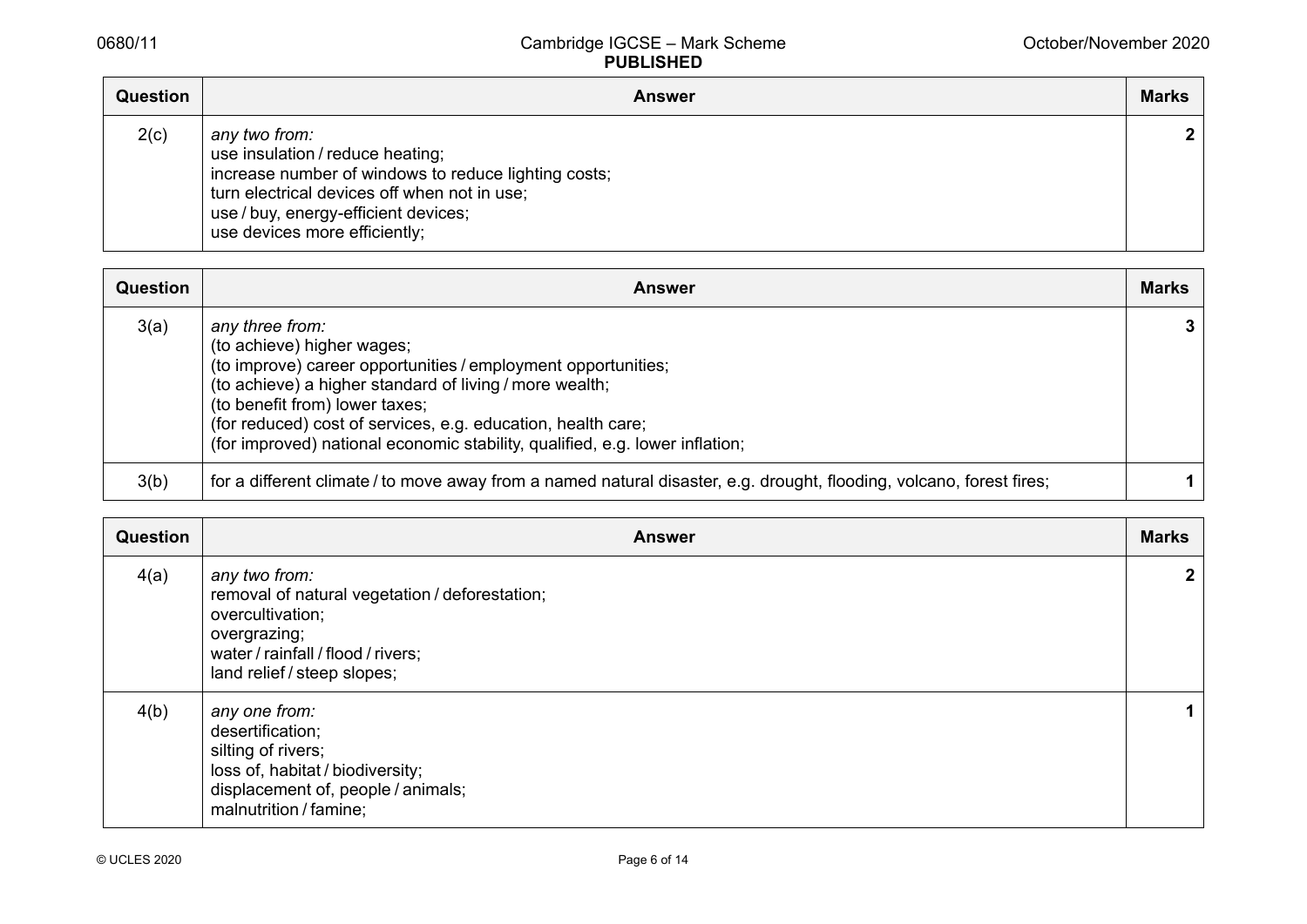| Question | Answer | Marks |
|---|---|---|
| 2(c) | *any two from:*<br>use insulation / reduce heating;<br>increase number of windows to reduce lighting costs;<br>turn electrical devices off when not in use;<br>use / buy, energy-efficient devices;<br>use devices more efficiently; | 2 |

| Question | Answer | Marks |
|---|---|---|
| 3(a) | *any three from:*<br>(to achieve) higher wages;<br>(to improve) career opportunities / employment opportunities;<br>(to achieve) a higher standard of living / more wealth;<br>(to benefit from) lower taxes;<br>(for reduced) cost of services, e.g. education, health care;<br>(for improved) national economic stability, qualified, e.g. lower inflation; | 3 |
| 3(b) | for a different climate / to move away from a named natural disaster, e.g. drought, flooding, volcano, forest fires; | 1 |

| Question | Answer | Marks |
|---|---|---|
| 4(a) | *any two from:*<br>removal of natural vegetation / deforestation;<br>overcultivation;<br>overgrazing;<br>water / rainfall / flood / rivers;<br>land relief / steep slopes; | 2 |
| 4(b) | *any one from:*<br>desertification;<br>silting of rivers;<br>loss of, habitat / biodiversity;<br>displacement of, people / animals;<br>malnutrition / famine; | 1 |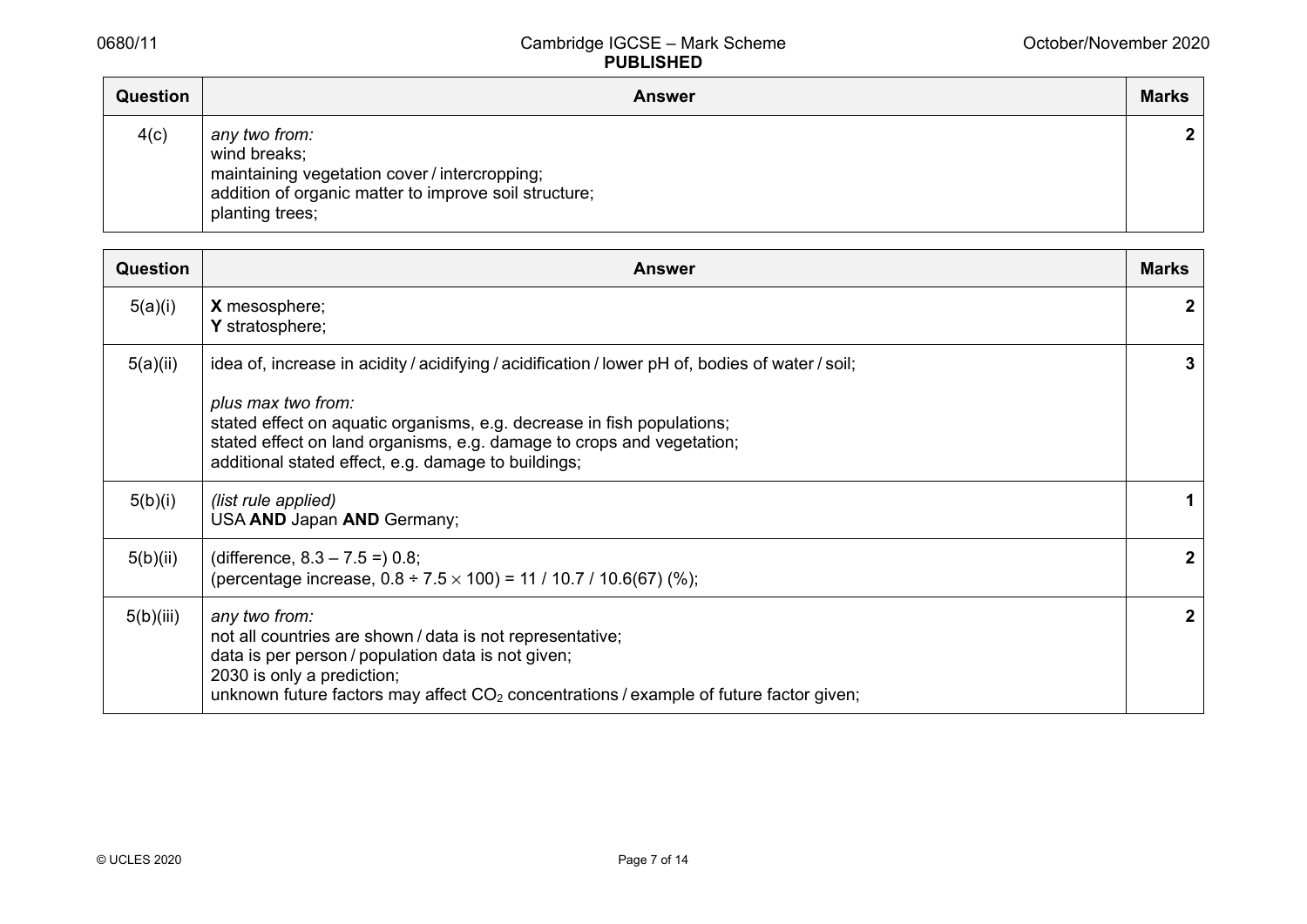| Question | Answer | Marks |
|---|---|---|
| 4(c) | *any two from:*<br>wind breaks;<br>maintaining vegetation cover / intercropping;<br>addition of organic matter to improve soil structure;<br>planting trees; | 2 |

| Question | Answer | Marks |
|---|---|---|
| 5(a)(i) | **X** mesosphere;<br>**Y** stratosphere; | 2 |
| 5(a)(ii) | idea of, increase in acidity / acidifying / acidification / lower pH of, bodies of water / soil;<br><br>*plus max two from:*<br>stated effect on aquatic organisms, e.g. decrease in fish populations;<br>stated effect on land organisms, e.g. damage to crops and vegetation;<br>additional stated effect, e.g. damage to buildings; | 3 |
| 5(b)(i) | *(list rule applied)*<br>USA **AND** Japan **AND** Germany; | 1 |
| 5(b)(ii) | (difference, $8.3 - 7.5 =$) 0.8;<br>(percentage increase, $0.8 \div 7.5 \times 100$) = 11 / 10.7 / 10.6(67) (%); | 2 |
| 5(b)(iii) | *any two from:*<br>not all countries are shown / data is not representative;<br>data is per person / population data is not given;<br>2030 is only a prediction;<br>unknown future factors may affect $CO_2$ concentrations / example of future factor given; | 2 |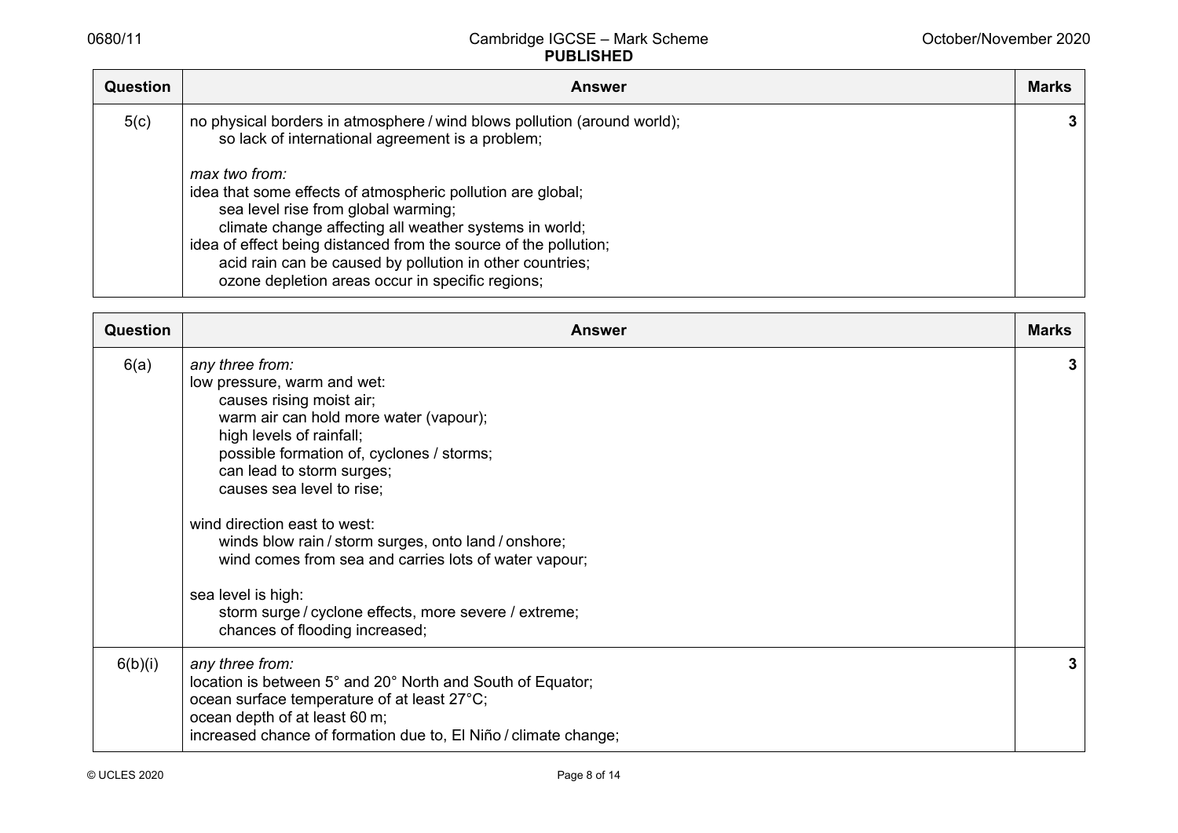| Question | Answer | Marks |
|---|---|---|
| 5(c) | no physical borders in atmosphere / wind blows pollution (around world);<br>    so lack of international agreement is a problem;<br><br>*max two from:*<br>idea that some effects of atmospheric pollution are global;<br>    sea level rise from global warming;<br>    climate change affecting all weather systems in world;<br>idea of effect being distanced from the source of the pollution;<br>    acid rain can be caused by pollution in other countries;<br>    ozone depletion areas occur in specific regions; | 3 |

| Question | Answer | Marks |
|---|---|---|
| 6(a) | *any three from:*<br>low pressure, warm and wet:<br>    causes rising moist air;<br>    warm air can hold more water (vapour);<br>    high levels of rainfall;<br>    possible formation of, cyclones / storms;<br>    can lead to storm surges;<br>    causes sea level to rise;<br><br>wind direction east to west:<br>    winds blow rain / storm surges, onto land / onshore;<br>    wind comes from sea and carries lots of water vapour;<br><br>sea level is high:<br>    storm surge / cyclone effects, more severe / extreme;<br>    chances of flooding increased; | 3 |
| 6(b)(i) | *any three from:*<br>location is between 5° and 20° North and South of Equator;<br>ocean surface temperature of at least 27°C;<br>ocean depth of at least 60 m;<br>increased chance of formation due to, El Niño / climate change; | 3 |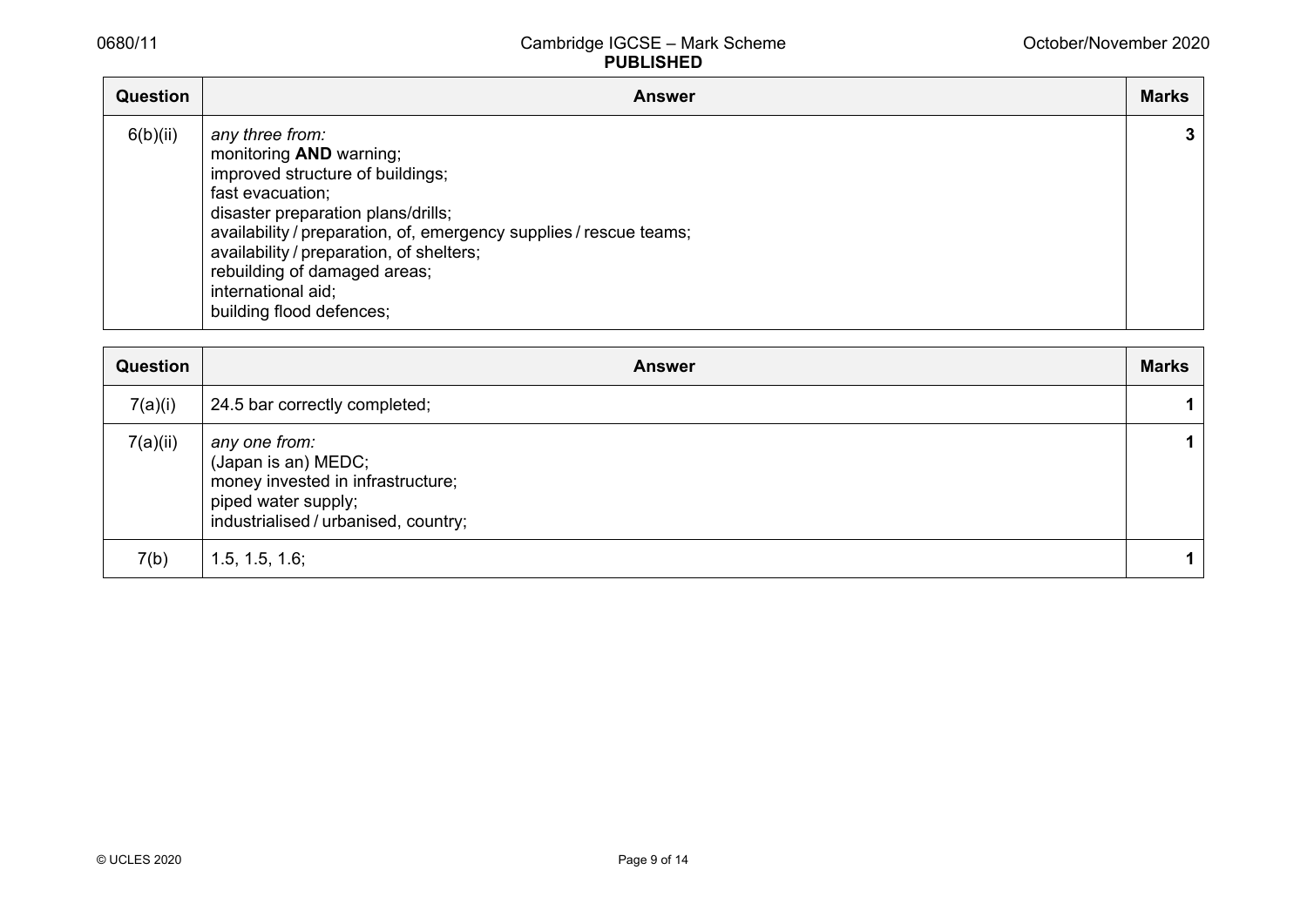| Question | Answer | Marks |
| --- | --- | --- |
| 6(b)(ii) | *any three from:*<br>monitoring **AND** warning;<br>improved structure of buildings;<br>fast evacuation;<br>disaster preparation plans/drills;<br>availability / preparation, of, emergency supplies / rescue teams;<br>availability / preparation, of shelters;<br>rebuilding of damaged areas;<br>international aid;<br>building flood defences; | 3 |

| Question | Answer | Marks |
| --- | --- | --- |
| 7(a)(i) | 24.5 bar correctly completed; | 1 |
| 7(a)(ii) | *any one from:*<br>(Japan is an) MEDC;<br>money invested in infrastructure;<br>piped water supply;<br>industrialised / urbanised, country; | 1 |
| 7(b) | 1.5, 1.5, 1.6; | 1 |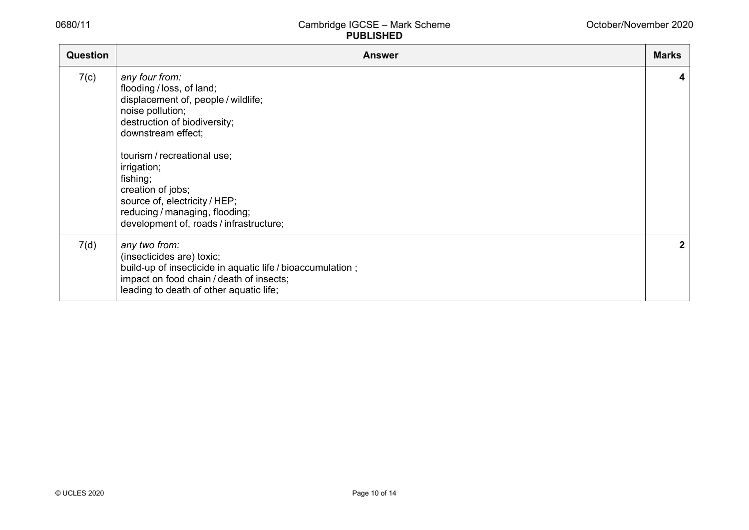| Question | Answer | Marks |
|---|---|---|
| 7(c) | *any four from:*<br>flooding / loss, of land;<br>displacement of, people / wildlife;<br>noise pollution;<br>destruction of biodiversity;<br>downstream effect;<br><br>tourism / recreational use;<br>irrigation;<br>fishing;<br>creation of jobs;<br>source of, electricity / HEP;<br>reducing / managing, flooding;<br>development of, roads / infrastructure; | 4 |
| 7(d) | *any two from:*<br>(insecticides are) toxic;<br>build-up of insecticide in aquatic life / bioaccumulation ;<br>impact on food chain / death of insects;<br>leading to death of other aquatic life; | 2 |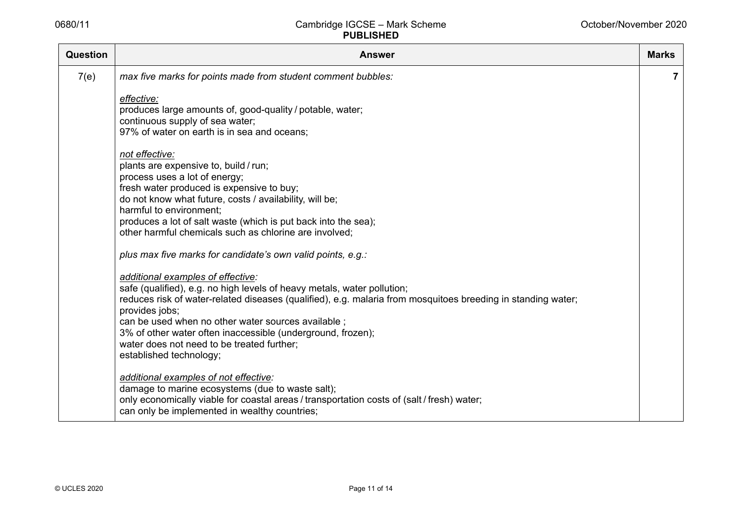| Question | Answer | Marks |
|---|---|---|
| 7(e) | *max five marks for points made from student comment bubbles:*<br><br>*<u>effective:</u>*<br>produces large amounts of, good-quality / potable, water;<br>continuous supply of sea water;<br>97% of water on earth is in sea and oceans;<br><br>*<u>not effective:</u>*<br>plants are expensive to, build / run;<br>process uses a lot of energy;<br>fresh water produced is expensive to buy;<br>do not know what future, costs / availability, will be;<br>harmful to environment;<br>produces a lot of salt waste (which is put back into the sea);<br>other harmful chemicals such as chlorine are involved;<br><br>*plus max five marks for candidate's own valid points, e.g.:*<br><br>*<u>additional examples of effective</u>:*<br>safe (qualified), e.g. no high levels of heavy metals, water pollution;<br>reduces risk of water-related diseases (qualified), e.g. malaria from mosquitoes breeding in standing water;<br>provides jobs;<br>can be used when no other water sources available ;<br>3% of other water often inaccessible (underground, frozen);<br>water does not need to be treated further;<br>established technology;<br><br>*<u>additional examples of not effective</u>:*<br>damage to marine ecosystems (due to waste salt);<br>only economically viable for coastal areas / transportation costs of (salt / fresh) water;<br>can only be implemented in wealthy countries; | 7 |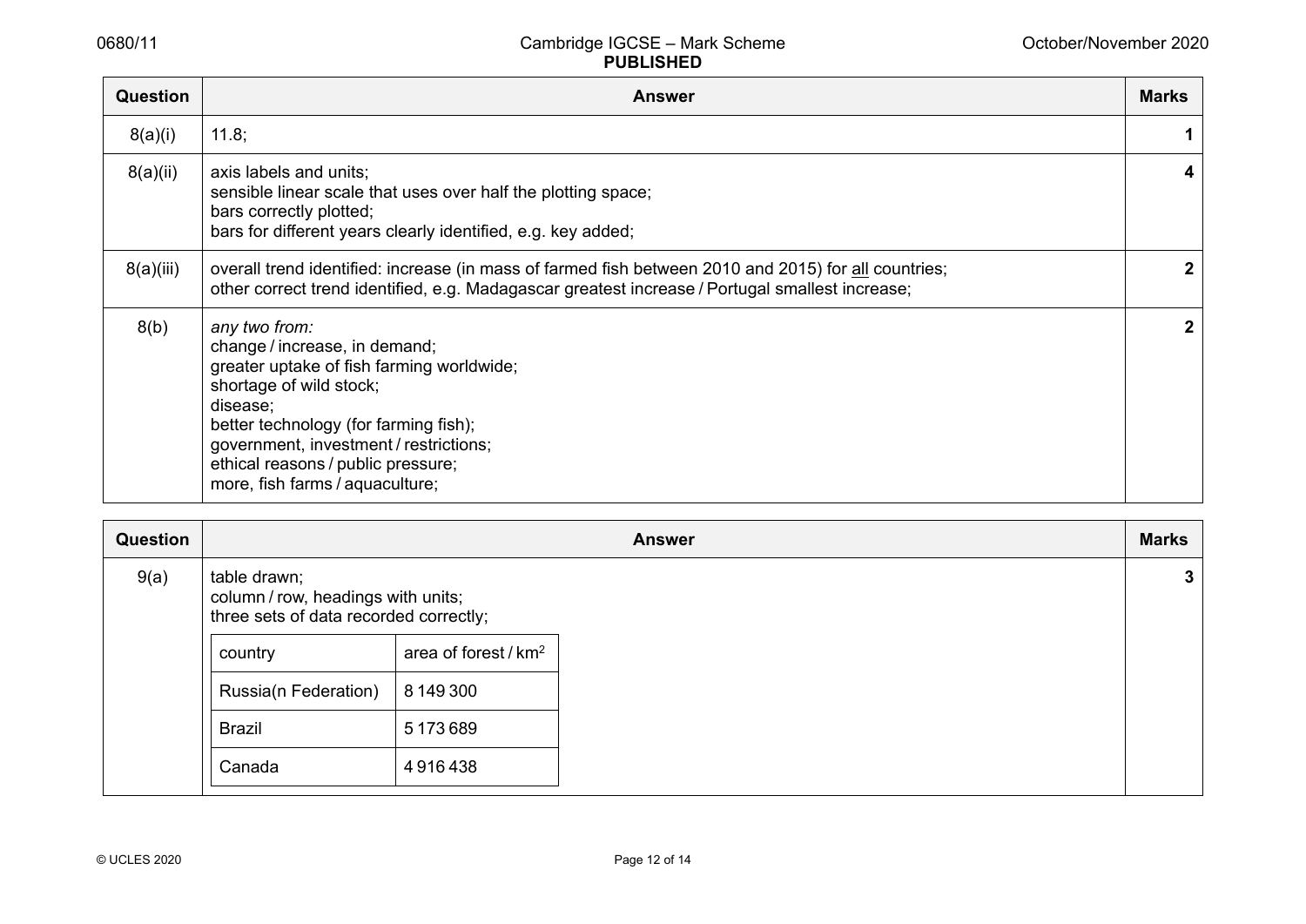| Question | Answer | Marks |
|---|---|---|
| 8(a)(i) | 11.8; | 1 |
| 8(a)(ii) | axis labels and units;<br>sensible linear scale that uses over half the plotting space;<br>bars correctly plotted;<br>bars for different years clearly identified, e.g. key added; | 4 |
| 8(a)(iii) | overall trend identified: increase (in mass of farmed fish between 2010 and 2015) for all countries;<br>other correct trend identified, e.g. Madagascar greatest increase / Portugal smallest increase; | 2 |
| 8(b) | *any two from:*<br>change / increase, in demand;<br>greater uptake of fish farming worldwide;<br>shortage of wild stock;<br>disease;<br>better technology (for farming fish);<br>government, investment / restrictions;<br>ethical reasons / public pressure;<br>more, fish farms / aquaculture; | 2 |

| Question | Answer | Marks |
|---|---|---|
| 9(a) | table drawn;<br>column / row, headings with units;<br>three sets of data recorded correctly; | 3 |

| country | area of forest / $km^2$ |
|---|---|
| Russia(n Federation) | 8 149 300 |
| Brazil | 5 173 689 |
| Canada | 4 916 438 |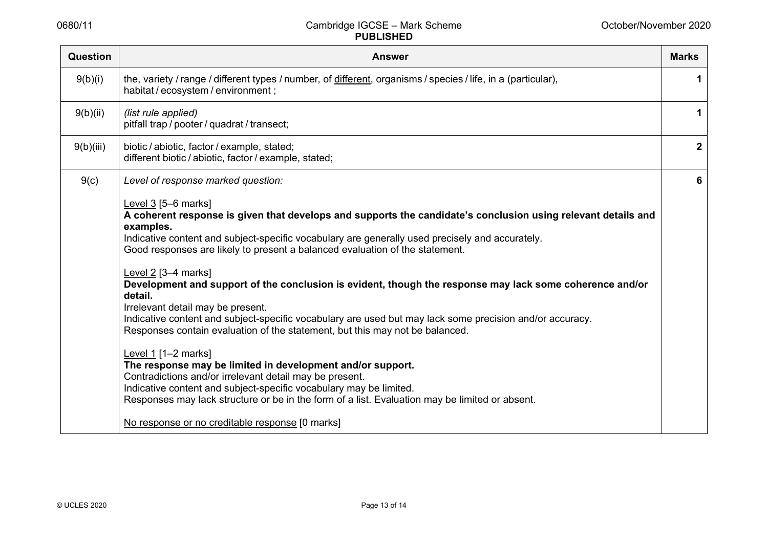| Question | Answer | Marks |
|---|---|---|
| 9(b)(i) | the, variety / range / different types / number, of <u>different</u>, organisms / species / life, in a (particular), habitat / ecosystem / environment ; | 1 |
| 9(b)(ii) | *(list rule applied)*<br>pitfall trap / pooter / quadrat / transect; | 1 |
| 9(b)(iii) | biotic / abiotic, factor / example, stated;<br>different biotic / abiotic, factor / example, stated; | 2 |
| 9(c) | *Level of response marked question:*<br><br><u>Level 3</u> [5–6 marks]<br>**A coherent response is given that develops and supports the candidate's conclusion using relevant details and examples.**<br>Indicative content and subject-specific vocabulary are generally used precisely and accurately.<br>Good responses are likely to present a balanced evaluation of the statement.<br><br><u>Level 2</u> [3–4 marks]<br>**Development and support of the conclusion is evident, though the response may lack some coherence and/or detail.**<br>Irrelevant detail may be present.<br>Indicative content and subject-specific vocabulary are used but may lack some precision and/or accuracy.<br>Responses contain evaluation of the statement, but this may not be balanced.<br><br><u>Level 1</u> [1–2 marks]<br>**The response may be limited in development and/or support.**<br>Contradictions and/or irrelevant detail may be present.<br>Indicative content and subject-specific vocabulary may be limited.<br>Responses may lack structure or be in the form of a list. Evaluation may be limited or absent.<br><br><u>No response or no creditable response</u> [0 marks] | 6 |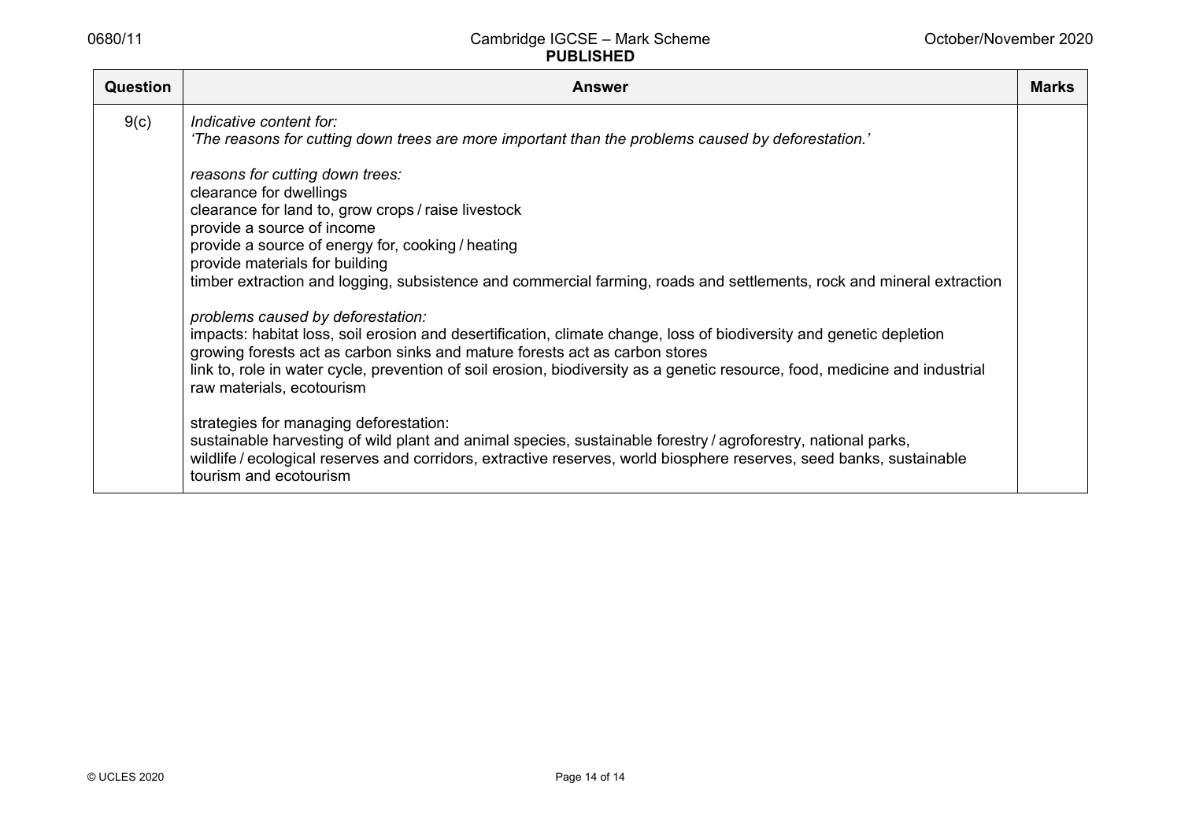| Question | Answer | Marks |
|---|---|---|
| 9(c) | *Indicative content for:*<br>*'The reasons for cutting down trees are more important than the problems caused by deforestation.'*<br><br>*reasons for cutting down trees:*<br>clearance for dwellings<br>clearance for land to, grow crops / raise livestock<br>provide a source of income<br>provide a source of energy for, cooking / heating<br>provide materials for building<br>timber extraction and logging, subsistence and commercial farming, roads and settlements, rock and mineral extraction<br><br>*problems caused by deforestation:*<br>impacts: habitat loss, soil erosion and desertification, climate change, loss of biodiversity and genetic depletion<br>growing forests act as carbon sinks and mature forests act as carbon stores<br>link to, role in water cycle, prevention of soil erosion, biodiversity as a genetic resource, food, medicine and industrial raw materials, ecotourism<br><br>strategies for managing deforestation:<br>sustainable harvesting of wild plant and animal species, sustainable forestry / agroforestry, national parks, wildlife / ecological reserves and corridors, extractive reserves, world biosphere reserves, seed banks, sustainable tourism and ecotourism | |